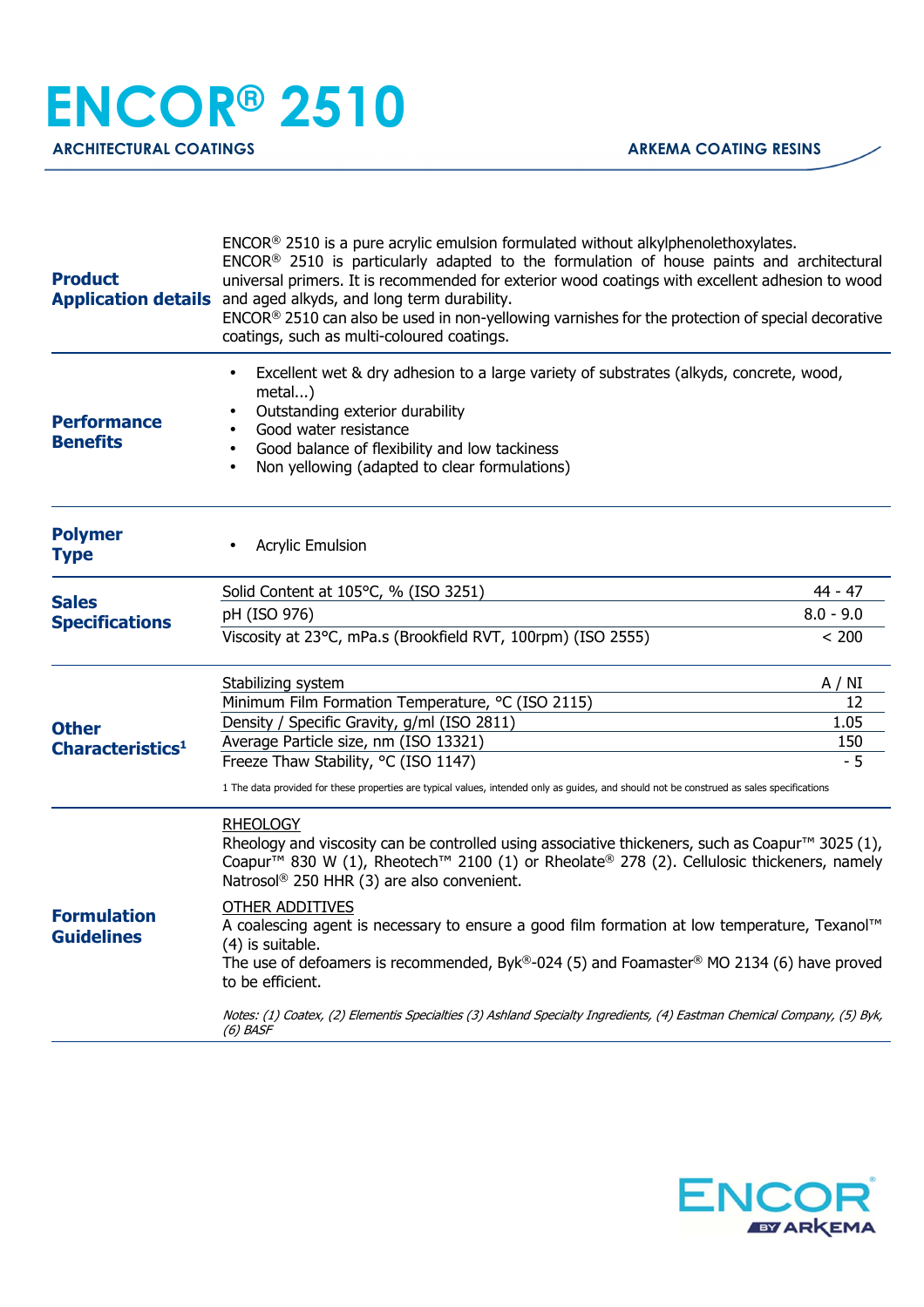# ENCOR® 2510

**ARCHITECTURAL COATINGS** — **ARKEMA COATING RESINS**

## Product Application details

ENCOR® 2510 is a pure acrylic emulsion formulated without alkylphenolethoxylates.
ENCOR® 2510 is particularly adapted to the formulation of house paints and architectural universal primers. It is recommended for exterior wood coatings with excellent adhesion to wood and aged alkyds, and long term durability.
ENCOR® 2510 can also be used in non-yellowing varnishes for the protection of special decorative coatings, such as multi-coloured coatings.

## Performance Benefits

- Excellent wet & dry adhesion to a large variety of substrates (alkyds, concrete, wood, metal...)
- Outstanding exterior durability
- Good water resistance
- Good balance of flexibility and low tackiness
- Non yellowing (adapted to clear formulations)

## Polymer Type

- Acrylic Emulsion

## Sales Specifications

| Property | Value |
| --- | --- |
| Solid Content at 105°C, % (ISO 3251) | 44 - 47 |
| pH (ISO 976) | 8.0 - 9.0 |
| Viscosity at 23°C, mPa.s (Brookfield RVT, 100rpm) (ISO 2555) | < 200 |

## Other Characteristics[1]

| Property | Value |
| --- | --- |
| Stabilizing system | A / NI |
| Minimum Film Formation Temperature, °C (ISO 2115) | 12 |
| Density / Specific Gravity, g/ml (ISO 2811) | 1.05 |
| Average Particle size, nm (ISO 13321) | 150 |
| Freeze Thaw Stability, °C (ISO 1147) | - 5 |

1 The data provided for these properties are typical values, intended only as guides, and should not be construed as sales specifications

## Formulation Guidelines

RHEOLOGY
Rheology and viscosity can be controlled using associative thickeners, such as Coapur™ 3025 (1), Coapur™ 830 W (1), Rheotech™ 2100 (1) or Rheolate® 278 (2). Cellulosic thickeners, namely Natrosol® 250 HHR (3) are also convenient.

OTHER ADDITIVES
A coalescing agent is necessary to ensure a good film formation at low temperature, Texanol™ (4) is suitable.
The use of defoamers is recommended, Byk®-024 (5) and Foamaster® MO 2134 (6) have proved to be efficient.

*Notes: (1) Coatex, (2) Elementis Specialties (3) Ashland Specialty Ingredients, (4) Eastman Chemical Company, (5) Byk, (6) BASF*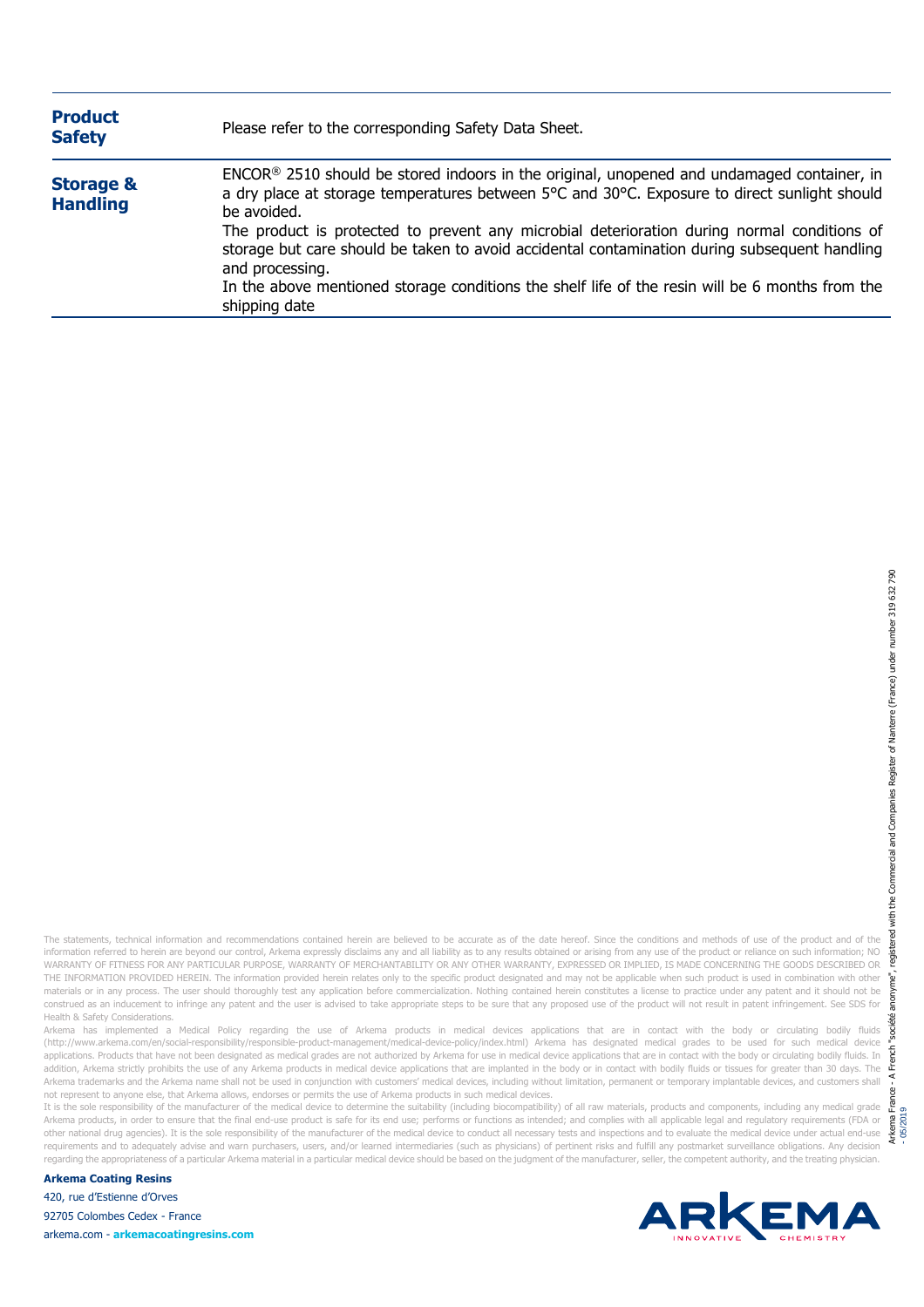| | |
|---|---|
| **Product Safety** | Please refer to the corresponding Safety Data Sheet. |
| **Storage & Handling** | ENCOR® 2510 should be stored indoors in the original, unopened and undamaged container, in a dry place at storage temperatures between 5°C and 30°C. Exposure to direct sunlight should be avoided.<br>The product is protected to prevent any microbial deterioration during normal conditions of storage but care should be taken to avoid accidental contamination during subsequent handling and processing.<br>In the above mentioned storage conditions the shelf life of the resin will be 6 months from the shipping date |

The statements, technical information and recommendations contained herein are believed to be accurate as of the date hereof. Since the conditions and methods of use of the product and of the information referred to herein are beyond our control, Arkema expressly disclaims any and all liability as to any results obtained or arising from any use of the product or reliance on such information; NO WARRANTY OF FITNESS FOR ANY PARTICULAR PURPOSE, WARRANTY OF MERCHANTABILITY OR ANY OTHER WARRANTY, EXPRESSED OR IMPLIED, IS MADE CONCERNING THE GOODS DESCRIBED OR THE INFORMATION PROVIDED HEREIN. The information provided herein relates only to the specific product designated and may not be applicable when such product is used in combination with other materials or in any process. The user should thoroughly test any application before commercialization. Nothing contained herein constitutes a license to practice under any patent and it should not be construed as an inducement to infringe any patent and the user is advised to take appropriate steps to be sure that any proposed use of the product will not result in patent infringement. See SDS for Health & Safety Considerations.

Arkema has implemented a Medical Policy regarding the use of Arkema products in medical devices applications that are in contact with the body or circulating bodily fluids (http://www.arkema.com/en/social-responsibility/responsible-product-management/medical-device-policy/index.html) Arkema has designated medical grades to be used for such medical device applications. Products that have not been designated as medical grades are not authorized by Arkema for use in medical device applications that are in contact with the body or circulating bodily fluids. In addition, Arkema strictly prohibits the use of any Arkema products in medical device applications that are implanted in the body or in contact with bodily fluids or tissues for greater than 30 days. The Arkema trademarks and the Arkema name shall not be used in conjunction with customers' medical devices, including without limitation, permanent or temporary implantable devices, and customers shall not represent to anyone else, that Arkema allows, endorses or permits the use of Arkema products in such medical devices.

It is the sole responsibility of the manufacturer of the medical device to determine the suitability (including biocompatibility) of all raw materials, products and components, including any medical grade Arkema products, in order to ensure that the final end-use product is safe for its end use; performs or functions as intended; and complies with all applicable legal and regulatory requirements (FDA or other national drug agencies). It is the sole responsibility of the manufacturer of the medical device to conduct all necessary tests and inspections and to evaluate the medical device under actual end-use requirements and to adequately advise and warn purchasers, users, and/or learned intermediaries (such as physicians) of pertinent risks and fulfill any postmarket surveillance obligations. Any decision regarding the appropriateness of a particular Arkema material in a particular medical device should be based on the judgment of the manufacturer, seller, the competent authority, and the treating physician.

**Arkema Coating Resins**
420, rue d'Estienne d'Orves
92705 Colombes Cedex - France
arkema.com - **arkemacoatingresins.com**

Arkema France - A French "société anonyme", registered with the Commercial and Companies Register of Nanterre (France) under number 319 632 790 - 05/2019